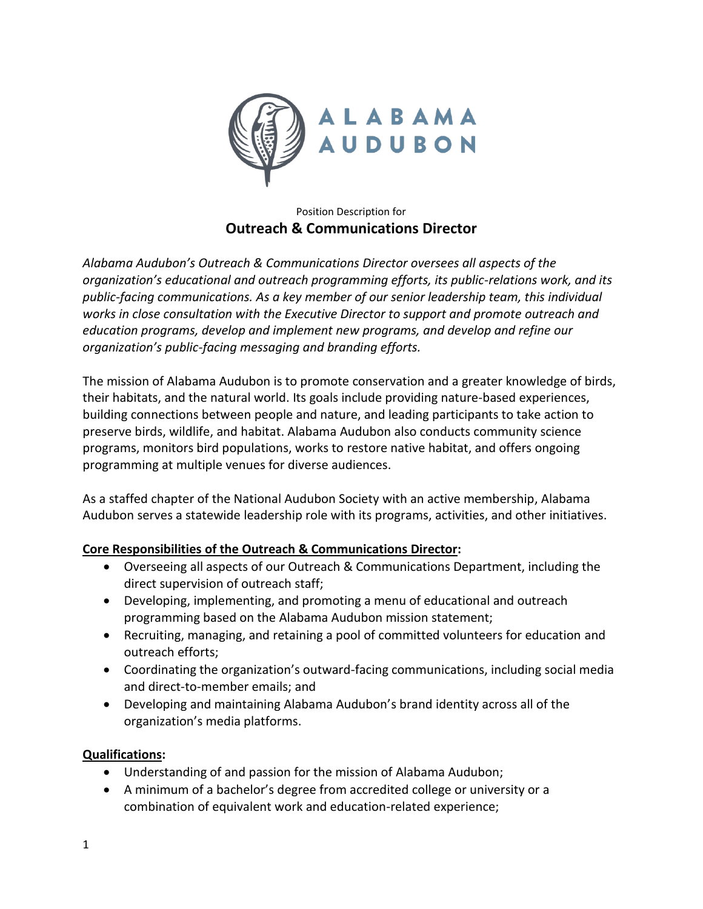ALABAMA AUDUBON

Position Description for

# Outreach & Communications Director

*Alabama Audubon's Outreach & Communications Director oversees all aspects of the organization's educational and outreach programming efforts, its public-relations work, and its public-facing communications. As a key member of our senior leadership team, this individual works in close consultation with the Executive Director to support and promote outreach and education programs, develop and implement new programs, and develop and refine our organization's public-facing messaging and branding efforts.*

The mission of Alabama Audubon is to promote conservation and a greater knowledge of birds, their habitats, and the natural world. Its goals include providing nature-based experiences, building connections between people and nature, and leading participants to take action to preserve birds, wildlife, and habitat. Alabama Audubon also conducts community science programs, monitors bird populations, works to restore native habitat, and offers ongoing programming at multiple venues for diverse audiences.

As a staffed chapter of the National Audubon Society with an active membership, Alabama Audubon serves a statewide leadership role with its programs, activities, and other initiatives.

**Core Responsibilities of the Outreach & Communications Director:**

- Overseeing all aspects of our Outreach & Communications Department, including the direct supervision of outreach staff;
- Developing, implementing, and promoting a menu of educational and outreach programming based on the Alabama Audubon mission statement;
- Recruiting, managing, and retaining a pool of committed volunteers for education and outreach efforts;
- Coordinating the organization's outward-facing communications, including social media and direct-to-member emails; and
- Developing and maintaining Alabama Audubon's brand identity across all of the organization's media platforms.

**Qualifications:**

- Understanding of and passion for the mission of Alabama Audubon;
- A minimum of a bachelor's degree from accredited college or university or a combination of equivalent work and education-related experience;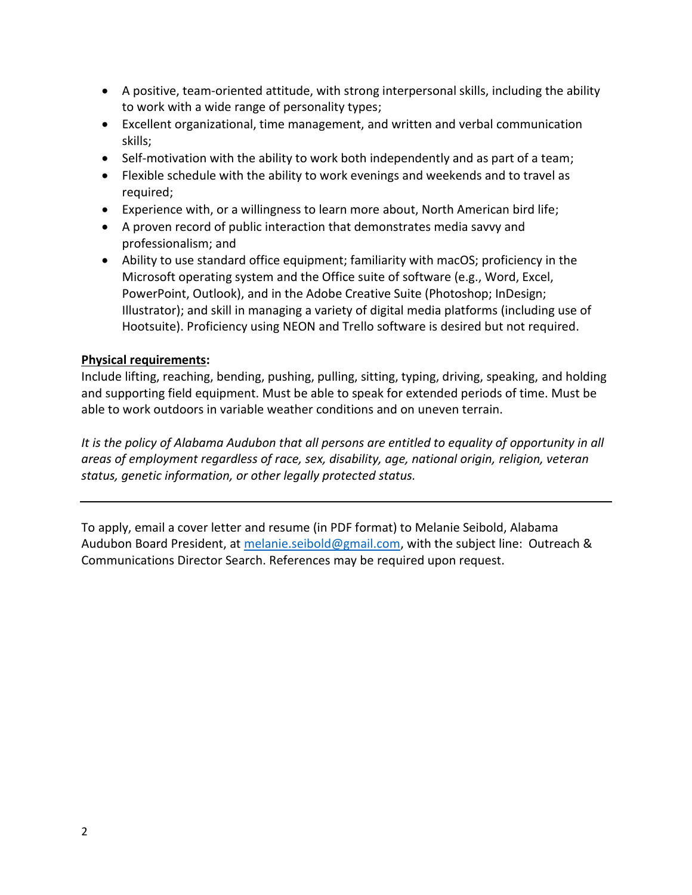- A positive, team-oriented attitude, with strong interpersonal skills, including the ability to work with a wide range of personality types;
- Excellent organizational, time management, and written and verbal communication skills;
- Self-motivation with the ability to work both independently and as part of a team;
- Flexible schedule with the ability to work evenings and weekends and to travel as required;
- Experience with, or a willingness to learn more about, North American bird life;
- A proven record of public interaction that demonstrates media savvy and professionalism; and
- Ability to use standard office equipment; familiarity with macOS; proficiency in the Microsoft operating system and the Office suite of software (e.g., Word, Excel, PowerPoint, Outlook), and in the Adobe Creative Suite (Photoshop; InDesign; Illustrator); and skill in managing a variety of digital media platforms (including use of Hootsuite). Proficiency using NEON and Trello software is desired but not required.

**Physical requirements:**
Include lifting, reaching, bending, pushing, pulling, sitting, typing, driving, speaking, and holding and supporting field equipment. Must be able to speak for extended periods of time. Must be able to work outdoors in variable weather conditions and on uneven terrain.

*It is the policy of Alabama Audubon that all persons are entitled to equality of opportunity in all areas of employment regardless of race, sex, disability, age, national origin, religion, veteran status, genetic information, or other legally protected status.*

---

To apply, email a cover letter and resume (in PDF format) to Melanie Seibold, Alabama Audubon Board President, at [melanie.seibold@gmail.com](mailto:melanie.seibold@gmail.com), with the subject line: Outreach & Communications Director Search. References may be required upon request.